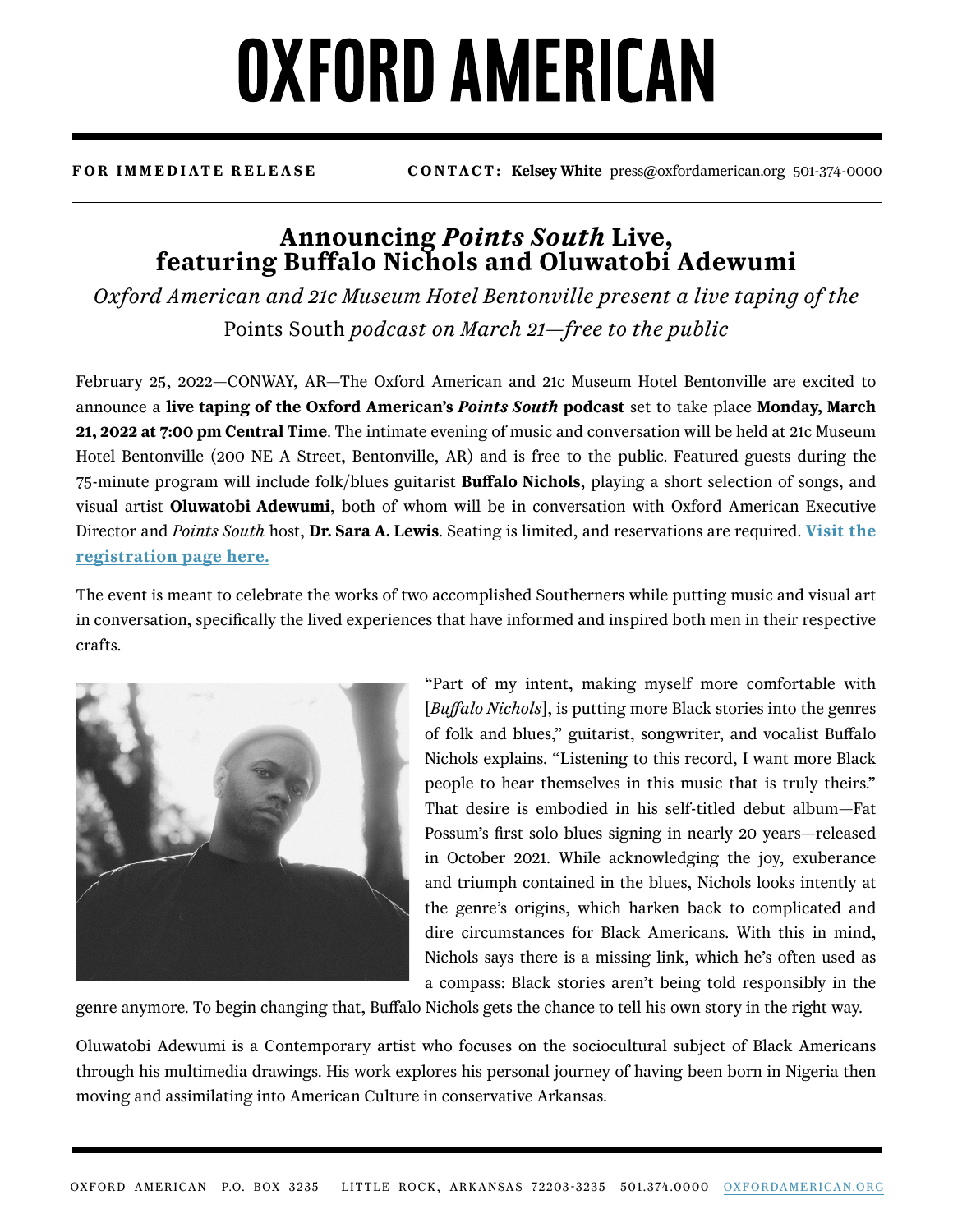# OXFORD AMERICAN

**FOR IMMEDIATE RELEASE** **CONTACT: Kelsey White** press@oxfordamerican.org 501-374-0000

## Announcing *Points South* Live, featuring Buffalo Nichols and Oluwatobi Adewumi

*Oxford American and 21c Museum Hotel Bentonville present a live taping of the* Points South *podcast on March 21—free to the public*

February 25, 2022—CONWAY, AR—The Oxford American and 21c Museum Hotel Bentonville are excited to announce a **live taping of the Oxford American's *Points South* podcast** set to take place **Monday, March 21, 2022 at 7:00 pm Central Time**. The intimate evening of music and conversation will be held at 21c Museum Hotel Bentonville (200 NE A Street, Bentonville, AR) and is free to the public. Featured guests during the 75-minute program will include folk/blues guitarist **Buffalo Nichols**, playing a short selection of songs, and visual artist **Oluwatobi Adewumi**, both of whom will be in conversation with Oxford American Executive Director and *Points South* host, **Dr. Sara A. Lewis**. Seating is limited, and reservations are required. **Visit the registration page here.**

The event is meant to celebrate the works of two accomplished Southerners while putting music and visual art in conversation, specifically the lived experiences that have informed and inspired both men in their respective crafts.

"Part of my intent, making myself more comfortable with [*Buffalo Nichols*], is putting more Black stories into the genres of folk and blues," guitarist, songwriter, and vocalist Buffalo Nichols explains. "Listening to this record, I want more Black people to hear themselves in this music that is truly theirs." That desire is embodied in his self-titled debut album—Fat Possum's first solo blues signing in nearly 20 years—released in October 2021. While acknowledging the joy, exuberance and triumph contained in the blues, Nichols looks intently at the genre's origins, which harken back to complicated and dire circumstances for Black Americans. With this in mind, Nichols says there is a missing link, which he's often used as a compass: Black stories aren't being told responsibly in the genre anymore. To begin changing that, Buffalo Nichols gets the chance to tell his own story in the right way.

Oluwatobi Adewumi is a Contemporary artist who focuses on the sociocultural subject of Black Americans through his multimedia drawings. His work explores his personal journey of having been born in Nigeria then moving and assimilating into American Culture in conservative Arkansas.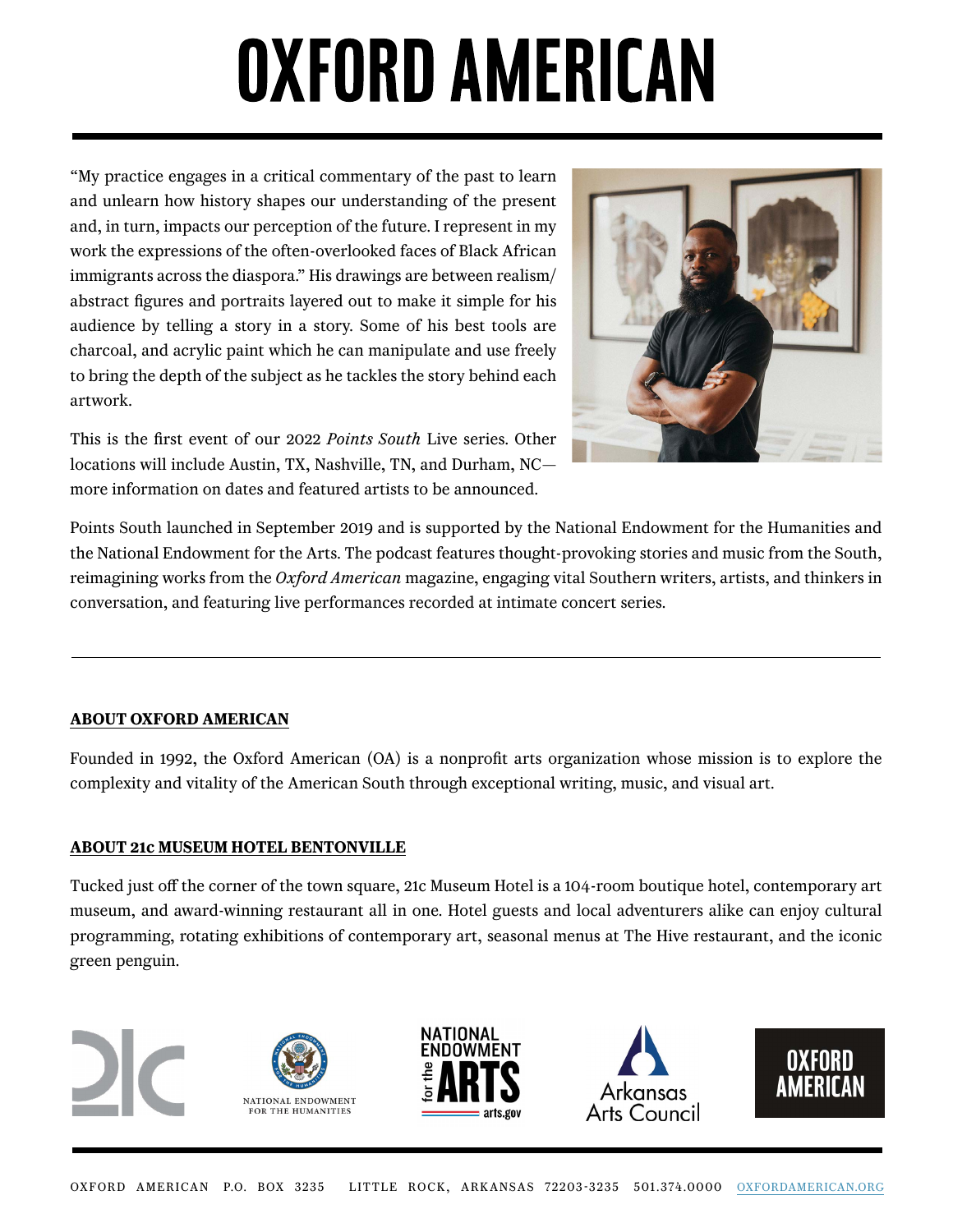# OXFORD AMERICAN

"My practice engages in a critical commentary of the past to learn and unlearn how history shapes our understanding of the present and, in turn, impacts our perception of the future. I represent in my work the expressions of the often-overlooked faces of Black African immigrants across the diaspora." His drawings are between realism/abstract figures and portraits layered out to make it simple for his audience by telling a story in a story. Some of his best tools are charcoal, and acrylic paint which he can manipulate and use freely to bring the depth of the subject as he tackles the story behind each artwork.

This is the first event of our 2022 *Points South* Live series. Other locations will include Austin, TX, Nashville, TN, and Durham, NC—more information on dates and featured artists to be announced.

Points South launched in September 2019 and is supported by the National Endowment for the Humanities and the National Endowment for the Arts. The podcast features thought-provoking stories and music from the South, reimagining works from the *Oxford American* magazine, engaging vital Southern writers, artists, and thinkers in conversation, and featuring live performances recorded at intimate concert series.

---

**ABOUT OXFORD AMERICAN**

Founded in 1992, the Oxford American (OA) is a nonprofit arts organization whose mission is to explore the complexity and vitality of the American South through exceptional writing, music, and visual art.

**ABOUT 21c MUSEUM HOTEL BENTONVILLE**

Tucked just off the corner of the town square, 21c Museum Hotel is a 104-room boutique hotel, contemporary art museum, and award-winning restaurant all in one. Hotel guests and local adventurers alike can enjoy cultural programming, rotating exhibitions of contemporary art, seasonal menus at The Hive restaurant, and the iconic green penguin.

21c | National Endowment for the Humanities | National Endowment for the Arts arts.gov | Arkansas Arts Council | Oxford American

OXFORD AMERICAN P.O. BOX 3235 LITTLE ROCK, ARKANSAS 72203-3235 501.374.0000 OXFORDAMERICAN.ORG